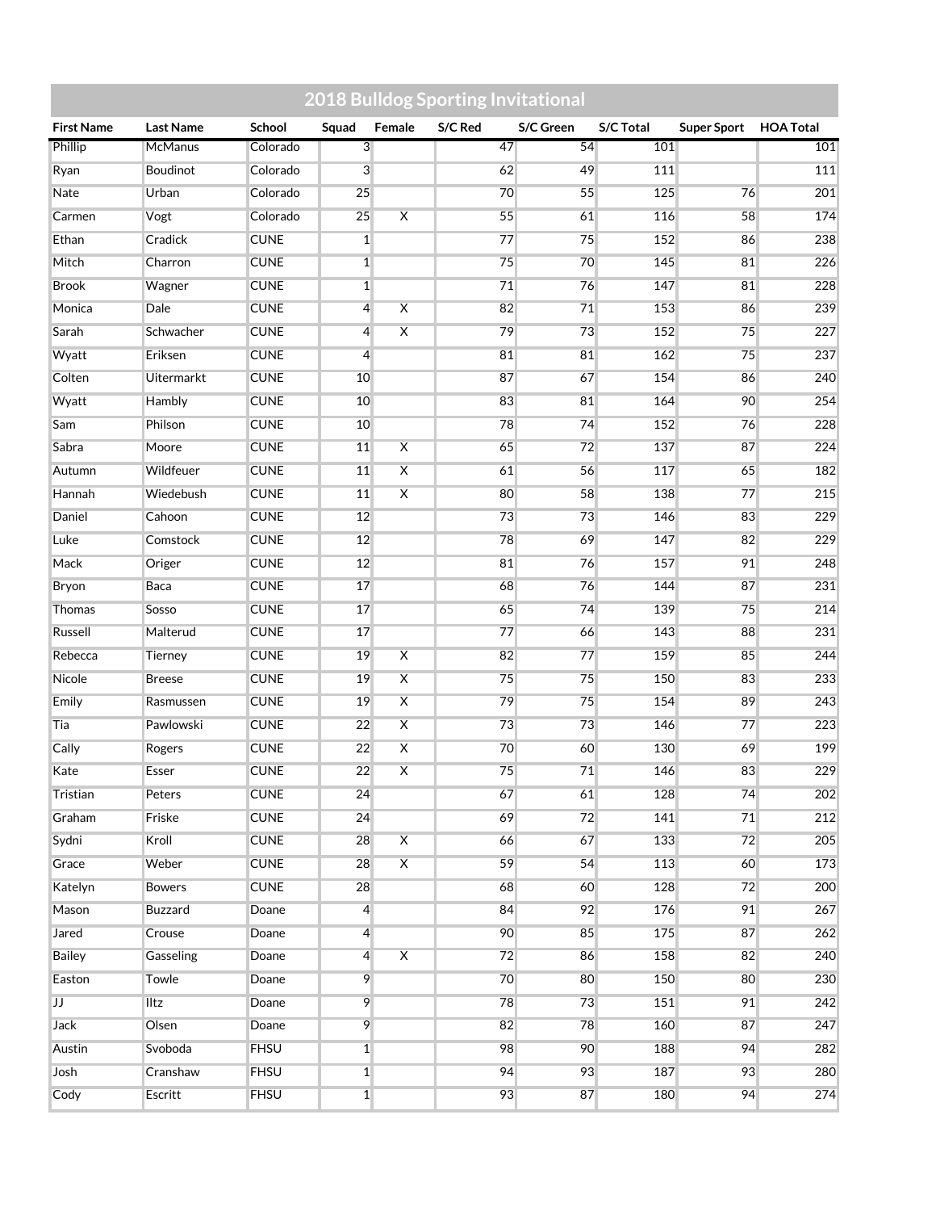# 2018 Bulldog Sporting Invitational

| First Name | Last Name | School | Squad | Female | S/C Red | S/C Green | S/C Total | Super Sport | HOA Total |
|---|---|---|---|---|---|---|---|---|---|
| Phillip | McManus | Colorado | 3 | | 47 | 54 | 101 | | 101 |
| Ryan | Boudinot | Colorado | 3 | | 62 | 49 | 111 | | 111 |
| Nate | Urban | Colorado | 25 | | 70 | 55 | 125 | 76 | 201 |
| Carmen | Vogt | Colorado | 25 | X | 55 | 61 | 116 | 58 | 174 |
| Ethan | Cradick | CUNE | 1 | | 77 | 75 | 152 | 86 | 238 |
| Mitch | Charron | CUNE | 1 | | 75 | 70 | 145 | 81 | 226 |
| Brook | Wagner | CUNE | 1 | | 71 | 76 | 147 | 81 | 228 |
| Monica | Dale | CUNE | 4 | X | 82 | 71 | 153 | 86 | 239 |
| Sarah | Schwacher | CUNE | 4 | X | 79 | 73 | 152 | 75 | 227 |
| Wyatt | Eriksen | CUNE | 4 | | 81 | 81 | 162 | 75 | 237 |
| Colten | Uitermarkt | CUNE | 10 | | 87 | 67 | 154 | 86 | 240 |
| Wyatt | Hambly | CUNE | 10 | | 83 | 81 | 164 | 90 | 254 |
| Sam | Philson | CUNE | 10 | | 78 | 74 | 152 | 76 | 228 |
| Sabra | Moore | CUNE | 11 | X | 65 | 72 | 137 | 87 | 224 |
| Autumn | Wildfeuer | CUNE | 11 | X | 61 | 56 | 117 | 65 | 182 |
| Hannah | Wiedebush | CUNE | 11 | X | 80 | 58 | 138 | 77 | 215 |
| Daniel | Cahoon | CUNE | 12 | | 73 | 73 | 146 | 83 | 229 |
| Luke | Comstock | CUNE | 12 | | 78 | 69 | 147 | 82 | 229 |
| Mack | Origer | CUNE | 12 | | 81 | 76 | 157 | 91 | 248 |
| Bryon | Baca | CUNE | 17 | | 68 | 76 | 144 | 87 | 231 |
| Thomas | Sosso | CUNE | 17 | | 65 | 74 | 139 | 75 | 214 |
| Russell | Malterud | CUNE | 17 | | 77 | 66 | 143 | 88 | 231 |
| Rebecca | Tierney | CUNE | 19 | X | 82 | 77 | 159 | 85 | 244 |
| Nicole | Breese | CUNE | 19 | X | 75 | 75 | 150 | 83 | 233 |
| Emily | Rasmussen | CUNE | 19 | X | 79 | 75 | 154 | 89 | 243 |
| Tia | Pawlowski | CUNE | 22 | X | 73 | 73 | 146 | 77 | 223 |
| Cally | Rogers | CUNE | 22 | X | 70 | 60 | 130 | 69 | 199 |
| Kate | Esser | CUNE | 22 | X | 75 | 71 | 146 | 83 | 229 |
| Tristian | Peters | CUNE | 24 | | 67 | 61 | 128 | 74 | 202 |
| Graham | Friske | CUNE | 24 | | 69 | 72 | 141 | 71 | 212 |
| Sydni | Kroll | CUNE | 28 | X | 66 | 67 | 133 | 72 | 205 |
| Grace | Weber | CUNE | 28 | X | 59 | 54 | 113 | 60 | 173 |
| Katelyn | Bowers | CUNE | 28 | | 68 | 60 | 128 | 72 | 200 |
| Mason | Buzzard | Doane | 4 | | 84 | 92 | 176 | 91 | 267 |
| Jared | Crouse | Doane | 4 | | 90 | 85 | 175 | 87 | 262 |
| Bailey | Gasseling | Doane | 4 | X | 72 | 86 | 158 | 82 | 240 |
| Easton | Towle | Doane | 9 | | 70 | 80 | 150 | 80 | 230 |
| JJ | Iltz | Doane | 9 | | 78 | 73 | 151 | 91 | 242 |
| Jack | Olsen | Doane | 9 | | 82 | 78 | 160 | 87 | 247 |
| Austin | Svoboda | FHSU | 1 | | 98 | 90 | 188 | 94 | 282 |
| Josh | Cranshaw | FHSU | 1 | | 94 | 93 | 187 | 93 | 280 |
| Cody | Escritt | FHSU | 1 | | 93 | 87 | 180 | 94 | 274 |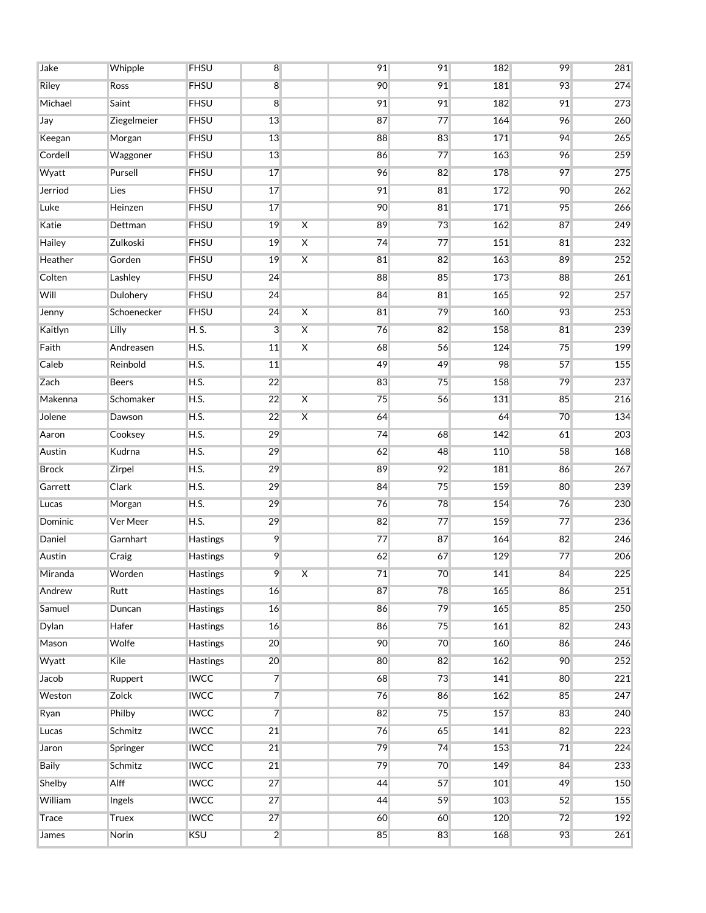| | | | | | | | | | |
|---|---|---|---|---|---|---|---|---|---|
| Jake | Whipple | FHSU | 8 | | 91 | 91 | 182 | 99 | 281 |
| Riley | Ross | FHSU | 8 | | 90 | 91 | 181 | 93 | 274 |
| Michael | Saint | FHSU | 8 | | 91 | 91 | 182 | 91 | 273 |
| Jay | Ziegelmeier | FHSU | 13 | | 87 | 77 | 164 | 96 | 260 |
| Keegan | Morgan | FHSU | 13 | | 88 | 83 | 171 | 94 | 265 |
| Cordell | Waggoner | FHSU | 13 | | 86 | 77 | 163 | 96 | 259 |
| Wyatt | Pursell | FHSU | 17 | | 96 | 82 | 178 | 97 | 275 |
| Jerriod | Lies | FHSU | 17 | | 91 | 81 | 172 | 90 | 262 |
| Luke | Heinzen | FHSU | 17 | | 90 | 81 | 171 | 95 | 266 |
| Katie | Dettman | FHSU | 19 | X | 89 | 73 | 162 | 87 | 249 |
| Hailey | Zulkoski | FHSU | 19 | X | 74 | 77 | 151 | 81 | 232 |
| Heather | Gorden | FHSU | 19 | X | 81 | 82 | 163 | 89 | 252 |
| Colten | Lashley | FHSU | 24 | | 88 | 85 | 173 | 88 | 261 |
| Will | Dulohery | FHSU | 24 | | 84 | 81 | 165 | 92 | 257 |
| Jenny | Schoenecker | FHSU | 24 | X | 81 | 79 | 160 | 93 | 253 |
| Kaitlyn | Lilly | H. S. | 3 | X | 76 | 82 | 158 | 81 | 239 |
| Faith | Andreasen | H.S. | 11 | X | 68 | 56 | 124 | 75 | 199 |
| Caleb | Reinbold | H.S. | 11 | | 49 | 49 | 98 | 57 | 155 |
| Zach | Beers | H.S. | 22 | | 83 | 75 | 158 | 79 | 237 |
| Makenna | Schomaker | H.S. | 22 | X | 75 | 56 | 131 | 85 | 216 |
| Jolene | Dawson | H.S. | 22 | X | 64 | | 64 | 70 | 134 |
| Aaron | Cooksey | H.S. | 29 | | 74 | 68 | 142 | 61 | 203 |
| Austin | Kudrna | H.S. | 29 | | 62 | 48 | 110 | 58 | 168 |
| Brock | Zirpel | H.S. | 29 | | 89 | 92 | 181 | 86 | 267 |
| Garrett | Clark | H.S. | 29 | | 84 | 75 | 159 | 80 | 239 |
| Lucas | Morgan | H.S. | 29 | | 76 | 78 | 154 | 76 | 230 |
| Dominic | Ver Meer | H.S. | 29 | | 82 | 77 | 159 | 77 | 236 |
| Daniel | Garnhart | Hastings | 9 | | 77 | 87 | 164 | 82 | 246 |
| Austin | Craig | Hastings | 9 | | 62 | 67 | 129 | 77 | 206 |
| Miranda | Worden | Hastings | 9 | X | 71 | 70 | 141 | 84 | 225 |
| Andrew | Rutt | Hastings | 16 | | 87 | 78 | 165 | 86 | 251 |
| Samuel | Duncan | Hastings | 16 | | 86 | 79 | 165 | 85 | 250 |
| Dylan | Hafer | Hastings | 16 | | 86 | 75 | 161 | 82 | 243 |
| Mason | Wolfe | Hastings | 20 | | 90 | 70 | 160 | 86 | 246 |
| Wyatt | Kile | Hastings | 20 | | 80 | 82 | 162 | 90 | 252 |
| Jacob | Ruppert | IWCC | 7 | | 68 | 73 | 141 | 80 | 221 |
| Weston | Zolck | IWCC | 7 | | 76 | 86 | 162 | 85 | 247 |
| Ryan | Philby | IWCC | 7 | | 82 | 75 | 157 | 83 | 240 |
| Lucas | Schmitz | IWCC | 21 | | 76 | 65 | 141 | 82 | 223 |
| Jaron | Springer | IWCC | 21 | | 79 | 74 | 153 | 71 | 224 |
| Baily | Schmitz | IWCC | 21 | | 79 | 70 | 149 | 84 | 233 |
| Shelby | Alff | IWCC | 27 | | 44 | 57 | 101 | 49 | 150 |
| William | Ingels | IWCC | 27 | | 44 | 59 | 103 | 52 | 155 |
| Trace | Truex | IWCC | 27 | | 60 | 60 | 120 | 72 | 192 |
| James | Norin | KSU | 2 | | 85 | 83 | 168 | 93 | 261 |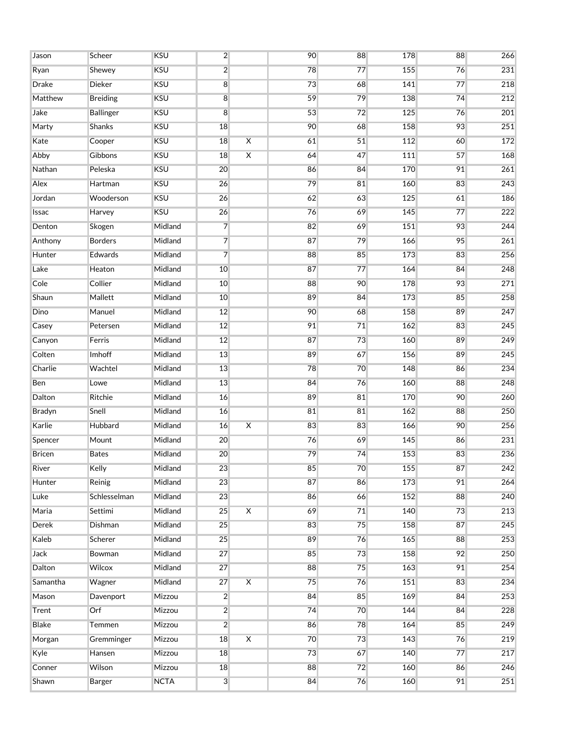| | | | | | | | | | |
|---|---|---|---|---|---|---|---|---|---|
| Jason | Scheer | KSU | 2 | | 90 | 88 | 178 | 88 | 266 |
| Ryan | Shewey | KSU | 2 | | 78 | 77 | 155 | 76 | 231 |
| Drake | Dieker | KSU | 8 | | 73 | 68 | 141 | 77 | 218 |
| Matthew | Breiding | KSU | 8 | | 59 | 79 | 138 | 74 | 212 |
| Jake | Ballinger | KSU | 8 | | 53 | 72 | 125 | 76 | 201 |
| Marty | Shanks | KSU | 18 | | 90 | 68 | 158 | 93 | 251 |
| Kate | Cooper | KSU | 18 | X | 61 | 51 | 112 | 60 | 172 |
| Abby | Gibbons | KSU | 18 | X | 64 | 47 | 111 | 57 | 168 |
| Nathan | Peleska | KSU | 20 | | 86 | 84 | 170 | 91 | 261 |
| Alex | Hartman | KSU | 26 | | 79 | 81 | 160 | 83 | 243 |
| Jordan | Wooderson | KSU | 26 | | 62 | 63 | 125 | 61 | 186 |
| Issac | Harvey | KSU | 26 | | 76 | 69 | 145 | 77 | 222 |
| Denton | Skogen | Midland | 7 | | 82 | 69 | 151 | 93 | 244 |
| Anthony | Borders | Midland | 7 | | 87 | 79 | 166 | 95 | 261 |
| Hunter | Edwards | Midland | 7 | | 88 | 85 | 173 | 83 | 256 |
| Lake | Heaton | Midland | 10 | | 87 | 77 | 164 | 84 | 248 |
| Cole | Collier | Midland | 10 | | 88 | 90 | 178 | 93 | 271 |
| Shaun | Mallett | Midland | 10 | | 89 | 84 | 173 | 85 | 258 |
| Dino | Manuel | Midland | 12 | | 90 | 68 | 158 | 89 | 247 |
| Casey | Petersen | Midland | 12 | | 91 | 71 | 162 | 83 | 245 |
| Canyon | Ferris | Midland | 12 | | 87 | 73 | 160 | 89 | 249 |
| Colten | Imhoff | Midland | 13 | | 89 | 67 | 156 | 89 | 245 |
| Charlie | Wachtel | Midland | 13 | | 78 | 70 | 148 | 86 | 234 |
| Ben | Lowe | Midland | 13 | | 84 | 76 | 160 | 88 | 248 |
| Dalton | Ritchie | Midland | 16 | | 89 | 81 | 170 | 90 | 260 |
| Bradyn | Snell | Midland | 16 | | 81 | 81 | 162 | 88 | 250 |
| Karlie | Hubbard | Midland | 16 | X | 83 | 83 | 166 | 90 | 256 |
| Spencer | Mount | Midland | 20 | | 76 | 69 | 145 | 86 | 231 |
| Bricen | Bates | Midland | 20 | | 79 | 74 | 153 | 83 | 236 |
| River | Kelly | Midland | 23 | | 85 | 70 | 155 | 87 | 242 |
| Hunter | Reinig | Midland | 23 | | 87 | 86 | 173 | 91 | 264 |
| Luke | Schlesselman | Midland | 23 | | 86 | 66 | 152 | 88 | 240 |
| Maria | Settimi | Midland | 25 | X | 69 | 71 | 140 | 73 | 213 |
| Derek | Dishman | Midland | 25 | | 83 | 75 | 158 | 87 | 245 |
| Kaleb | Scherer | Midland | 25 | | 89 | 76 | 165 | 88 | 253 |
| Jack | Bowman | Midland | 27 | | 85 | 73 | 158 | 92 | 250 |
| Dalton | Wilcox | Midland | 27 | | 88 | 75 | 163 | 91 | 254 |
| Samantha | Wagner | Midland | 27 | X | 75 | 76 | 151 | 83 | 234 |
| Mason | Davenport | Mizzou | 2 | | 84 | 85 | 169 | 84 | 253 |
| Trent | Orf | Mizzou | 2 | | 74 | 70 | 144 | 84 | 228 |
| Blake | Temmen | Mizzou | 2 | | 86 | 78 | 164 | 85 | 249 |
| Morgan | Gremminger | Mizzou | 18 | X | 70 | 73 | 143 | 76 | 219 |
| Kyle | Hansen | Mizzou | 18 | | 73 | 67 | 140 | 77 | 217 |
| Conner | Wilson | Mizzou | 18 | | 88 | 72 | 160 | 86 | 246 |
| Shawn | Barger | NCTA | 3 | | 84 | 76 | 160 | 91 | 251 |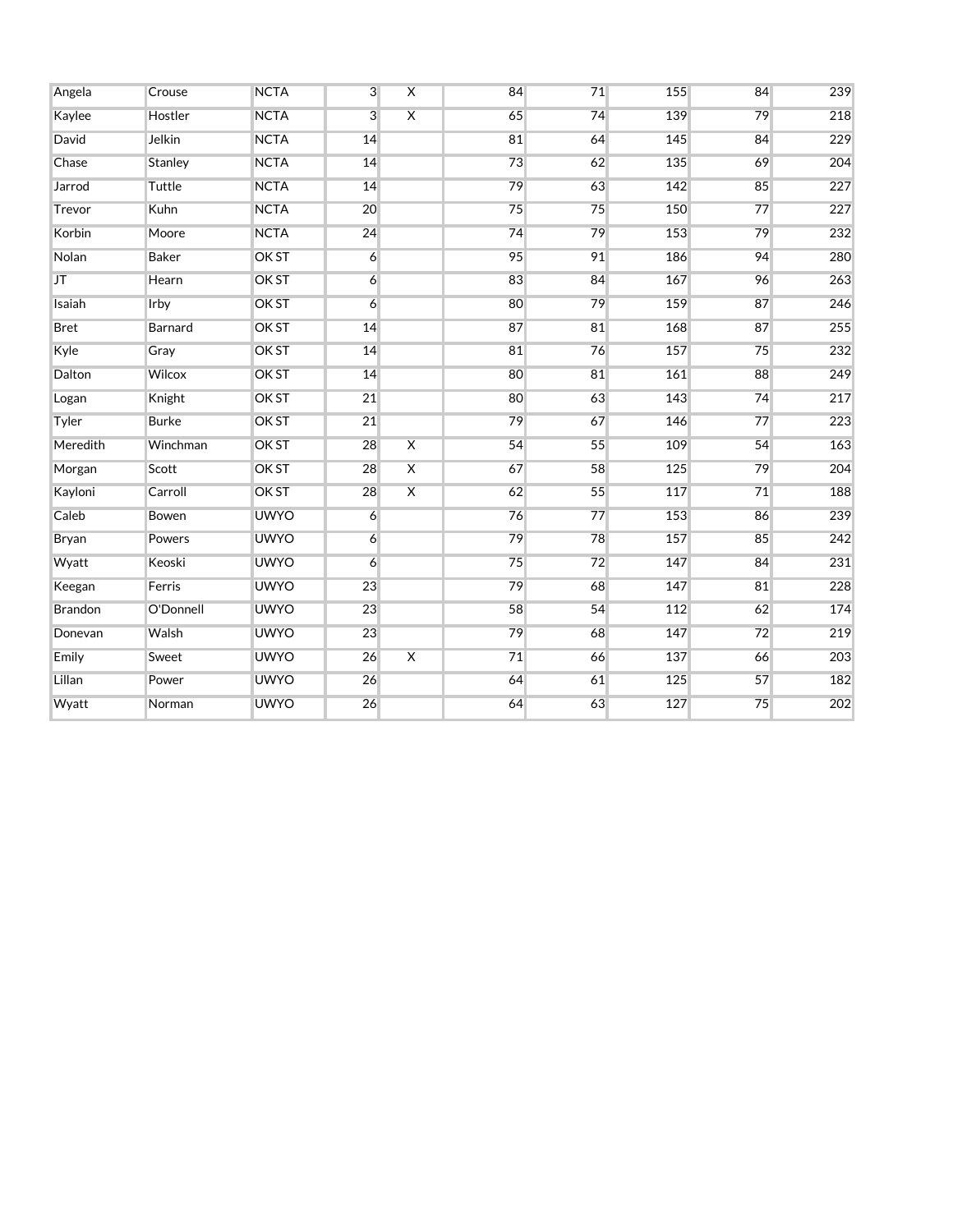| | | | | | | | | | |
|---|---|---|---|---|---|---|---|---|---|
| Angela | Crouse | NCTA | 3 | X | 84 | 71 | 155 | 84 | 239 |
| Kaylee | Hostler | NCTA | 3 | X | 65 | 74 | 139 | 79 | 218 |
| David | Jelkin | NCTA | 14 | | 81 | 64 | 145 | 84 | 229 |
| Chase | Stanley | NCTA | 14 | | 73 | 62 | 135 | 69 | 204 |
| Jarrod | Tuttle | NCTA | 14 | | 79 | 63 | 142 | 85 | 227 |
| Trevor | Kuhn | NCTA | 20 | | 75 | 75 | 150 | 77 | 227 |
| Korbin | Moore | NCTA | 24 | | 74 | 79 | 153 | 79 | 232 |
| Nolan | Baker | OK ST | 6 | | 95 | 91 | 186 | 94 | 280 |
| JT | Hearn | OK ST | 6 | | 83 | 84 | 167 | 96 | 263 |
| Isaiah | Irby | OK ST | 6 | | 80 | 79 | 159 | 87 | 246 |
| Bret | Barnard | OK ST | 14 | | 87 | 81 | 168 | 87 | 255 |
| Kyle | Gray | OK ST | 14 | | 81 | 76 | 157 | 75 | 232 |
| Dalton | Wilcox | OK ST | 14 | | 80 | 81 | 161 | 88 | 249 |
| Logan | Knight | OK ST | 21 | | 80 | 63 | 143 | 74 | 217 |
| Tyler | Burke | OK ST | 21 | | 79 | 67 | 146 | 77 | 223 |
| Meredith | Winchman | OK ST | 28 | X | 54 | 55 | 109 | 54 | 163 |
| Morgan | Scott | OK ST | 28 | X | 67 | 58 | 125 | 79 | 204 |
| Kayloni | Carroll | OK ST | 28 | X | 62 | 55 | 117 | 71 | 188 |
| Caleb | Bowen | UWYO | 6 | | 76 | 77 | 153 | 86 | 239 |
| Bryan | Powers | UWYO | 6 | | 79 | 78 | 157 | 85 | 242 |
| Wyatt | Keoski | UWYO | 6 | | 75 | 72 | 147 | 84 | 231 |
| Keegan | Ferris | UWYO | 23 | | 79 | 68 | 147 | 81 | 228 |
| Brandon | O'Donnell | UWYO | 23 | | 58 | 54 | 112 | 62 | 174 |
| Donevan | Walsh | UWYO | 23 | | 79 | 68 | 147 | 72 | 219 |
| Emily | Sweet | UWYO | 26 | X | 71 | 66 | 137 | 66 | 203 |
| Lillan | Power | UWYO | 26 | | 64 | 61 | 125 | 57 | 182 |
| Wyatt | Norman | UWYO | 26 | | 64 | 63 | 127 | 75 | 202 |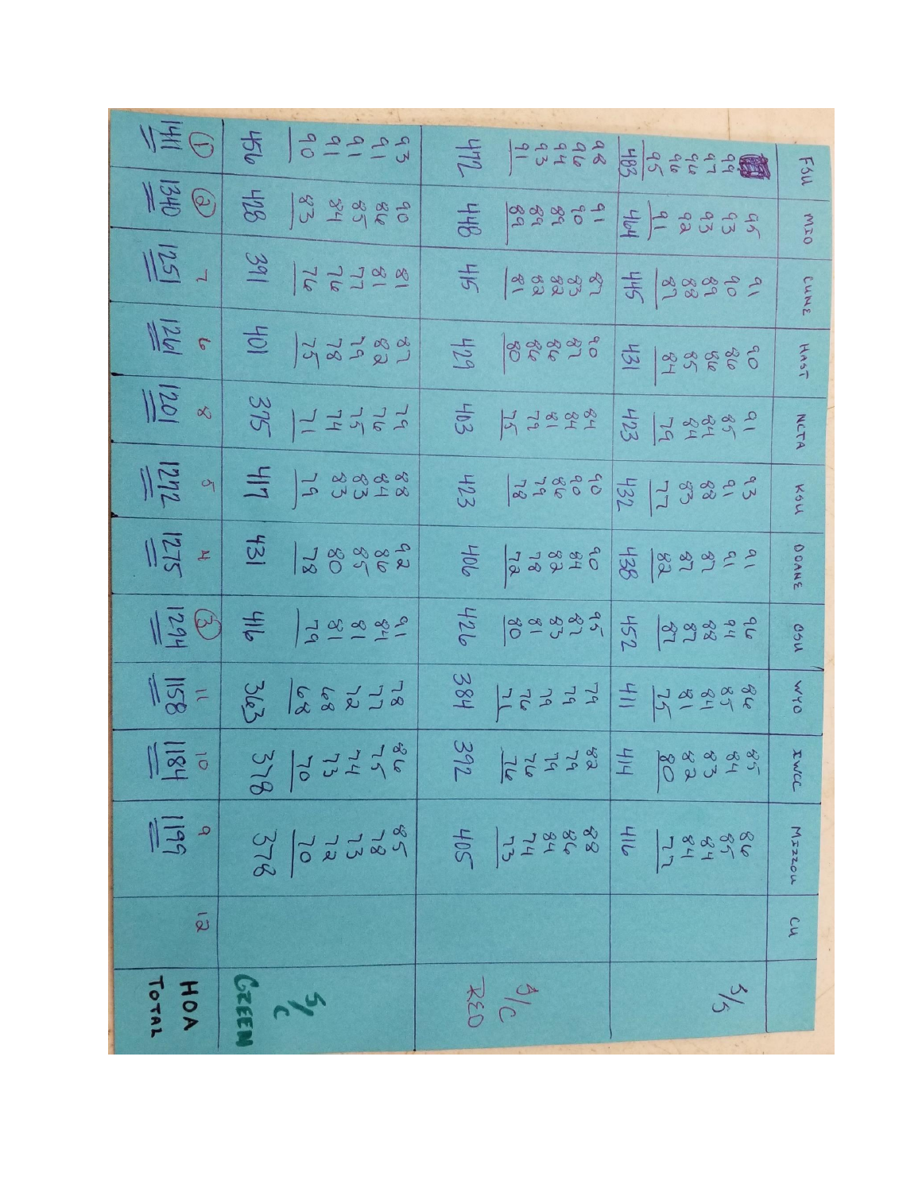| | FSU | MIZO | CUNE | HAST | NCTA | KSU | DOANE | OSU | WYO | IWCC | MIZZOU | CU |
|---|---|---|---|---|---|---|---|---|---|---|---|---|
| 3/5 | ~~[illegible]~~ 99 97 96 96 95 | 95 93 93 92 91 | 91 90 89 88 87 | 90 86 86 85 84 | 91 85 84 84 79 | 93 91 88 83 77 | 91 91 87 87 82 | 96 94 88 87 87 | 86 85 84 81 75 | 85 84 83 82 80 | 86 85 84 84 77 | |
| | 483 | 464 | 445 | 431 | 423 | 432 | 438 | 452 | 411 | 414 | 416 | |
| S/C RED | 98 96 94 93 91 | 91 90 89 89 89 | 87 83 82 82 81 | 90 87 86 86 80 | 84 84 81 79 75 | 90 90 86 79 78 | 90 84 82 78 72 | 95 87 83 81 80 | 79 79 79 76 71 | 82 79 79 76 76 | 88 86 84 74 73 | |
| | 472 | 448 | 415 | 429 | 403 | 423 | 406 | 426 | 384 | 392 | 405 | |
| S/C GREEN | 93 91 91 91 90 | 90 86 85 84 83 | 81 81 77 76 76 | 87 82 79 78 75 | 79 76 75 74 71 | 88 84 83 83 79 | 92 86 85 80 78 | 91 84 81 81 79 | 78 77 72 68 68 | 86 75 74 73 70 | 85 78 73 72 70 | |
| | 456 | 428 | 391 | 401 | 375 | 417 | 431 | 416 | 363 | 378 | 378 | |
| HOA TOTAL | 1411 | 1340 | 1251 | 1261 | 1201 | 1272 | 1275 | 1294 | 1158 | 1184 | 1199 | |
| Place | (1) | (2) | 7 | 6 | 8 | 5 | 4 | (3) | 11 | 10 | 9 | 12 |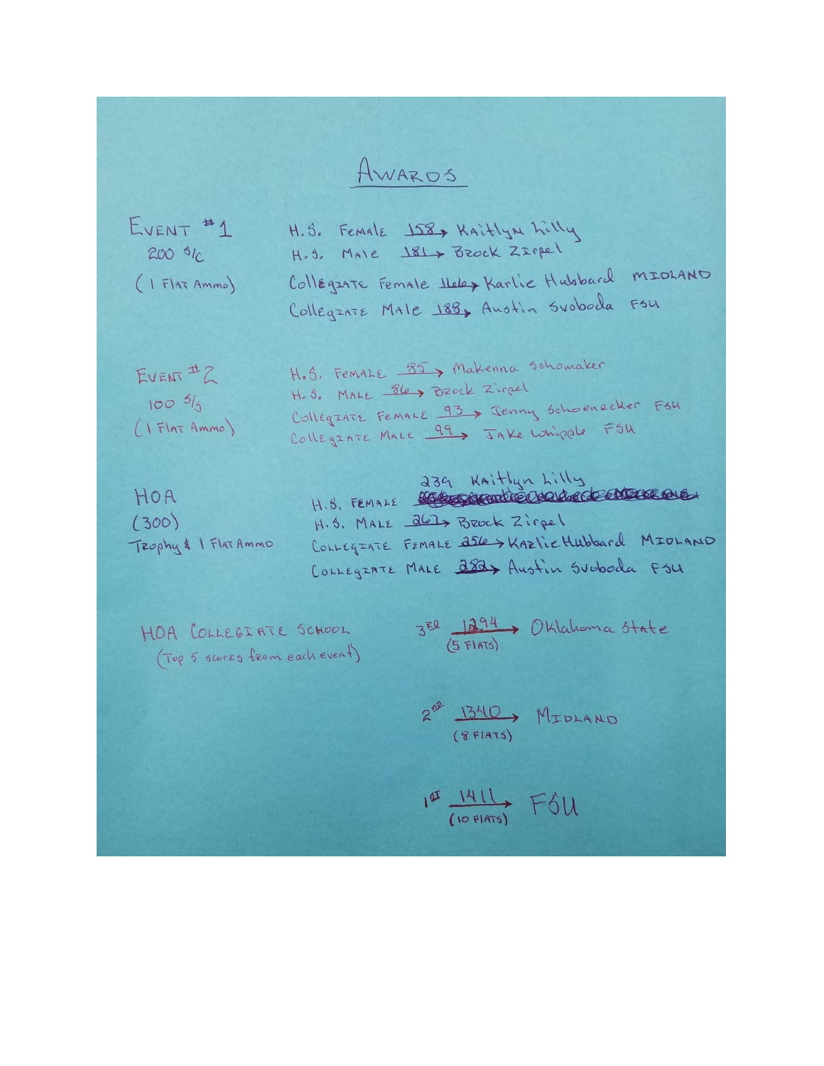# Awards

**Event #1**
200 S/C
(1 Flat Ammo)

- H.S. Female 158 → Kaitlyn Lilly
- H.S. Male 181 → Brock Zirpel
- Collegiate Female 166 → Karlie Hubbard MIDLAND
- Collegiate Male 188 → Austin Svoboda FSU

**Event #2**
100 S/S
(1 Flat Ammo)

- H.S. Female 85 → Makenna Schomaker
- H.S. Male 86 → Brock Zirpel
- Collegiate Female 93 → Jenny Schoenecker FSU
- Collegiate Male 99 → Jake Whipple FSU

**HOA**
(300)
Trophy & 1 Flat Ammo

- H.S. Female 239 Kaitlyn Lilly
- H.S. Male 267 → Brock Zirpel
- Collegiate Female 256 → Karlie Hubbard MIDLAND
- Collegiate Male 282 → Austin Svoboda FSU

**HOA Collegiate School**
(Top 5 scores from each event)

- 3rd 1294 → Oklahoma State (5 Flats)
- 2nd 1340 → Midland (8 Flats)
- 1st 1411 → FSU (10 Flats)